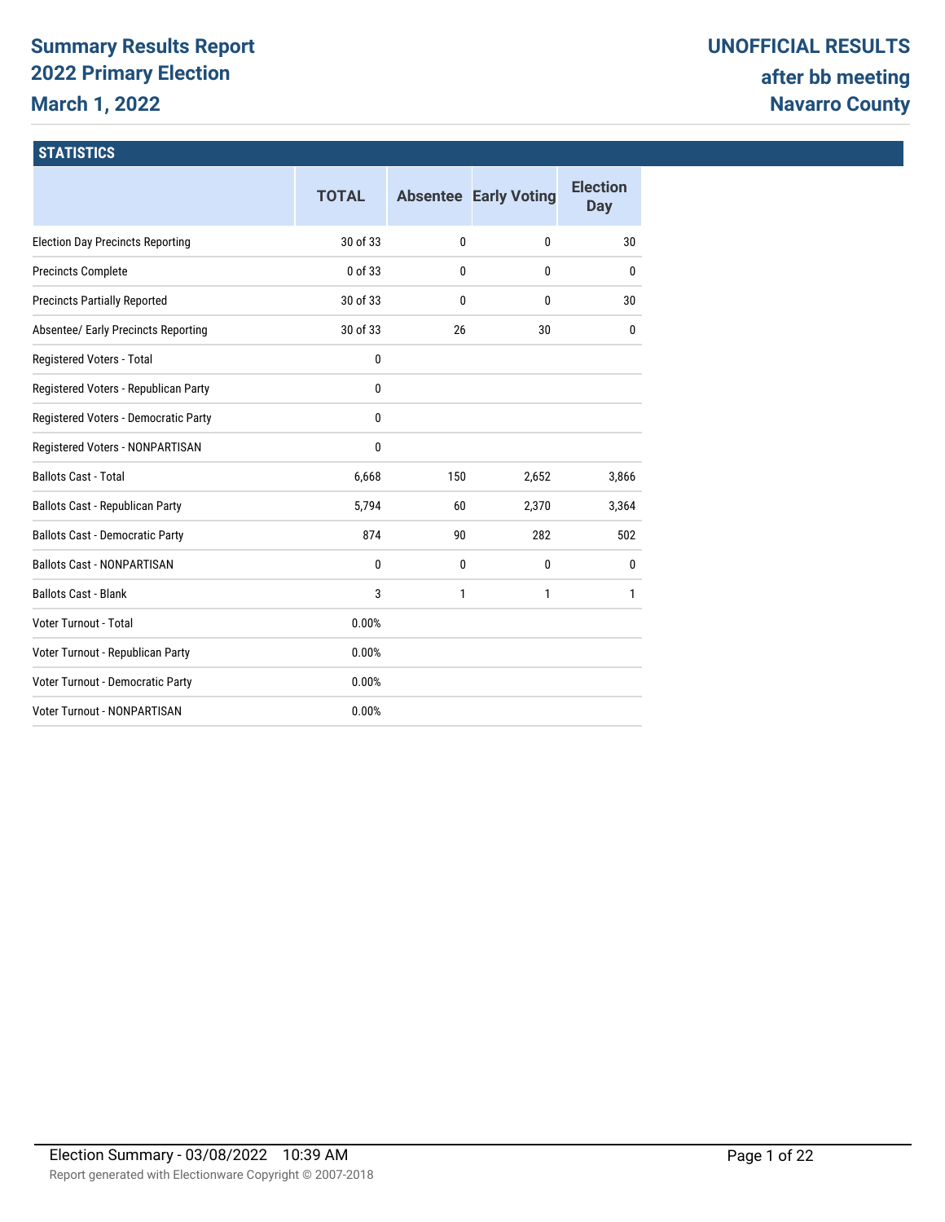# Summary Results Report
## 2022 Primary Election
## March 1, 2022

**UNOFFICIAL RESULTS**
**after bb meeting**
**Navarro County**

### STATISTICS

| | TOTAL | Absentee | Early Voting | Election Day |
|---|---|---|---|---|
| Election Day Precincts Reporting | 30 of 33 | 0 | 0 | 30 |
| Precincts Complete | 0 of 33 | 0 | 0 | 0 |
| Precincts Partially Reported | 30 of 33 | 0 | 0 | 30 |
| Absentee/ Early Precincts Reporting | 30 of 33 | 26 | 30 | 0 |
| Registered Voters - Total | 0 | | | |
| Registered Voters - Republican Party | 0 | | | |
| Registered Voters - Democratic Party | 0 | | | |
| Registered Voters - NONPARTISAN | 0 | | | |
| Ballots Cast - Total | 6,668 | 150 | 2,652 | 3,866 |
| Ballots Cast - Republican Party | 5,794 | 60 | 2,370 | 3,364 |
| Ballots Cast - Democratic Party | 874 | 90 | 282 | 502 |
| Ballots Cast - NONPARTISAN | 0 | 0 | 0 | 0 |
| Ballots Cast - Blank | 3 | 1 | 1 | 1 |
| Voter Turnout - Total | 0.00% | | | |
| Voter Turnout - Republican Party | 0.00% | | | |
| Voter Turnout - Democratic Party | 0.00% | | | |
| Voter Turnout - NONPARTISAN | 0.00% | | | |

Election Summary - 03/08/2022 10:39 AM

Report generated with Electionware Copyright © 2007-2018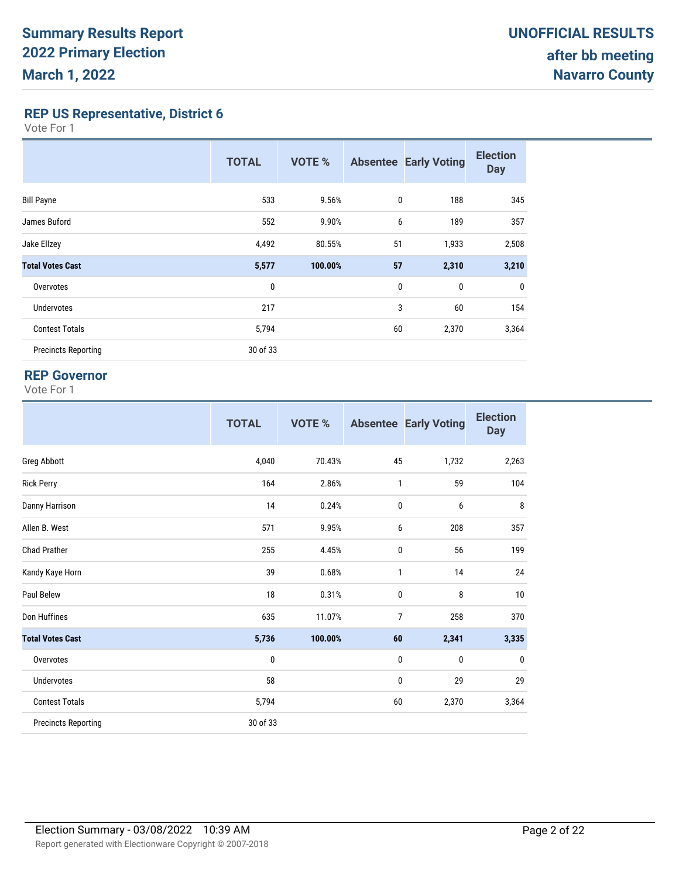# Summary Results Report
# 2022 Primary Election
# March 1, 2022

**UNOFFICIAL RESULTS**
**after bb meeting**
**Navarro County**

## REP US Representative, District 6

Vote For 1

| | TOTAL | VOTE % | Absentee | Early Voting | Election Day |
|---|---|---|---|---|---|
| Bill Payne | 533 | 9.56% | 0 | 188 | 345 |
| James Buford | 552 | 9.90% | 6 | 189 | 357 |
| Jake Ellzey | 4,492 | 80.55% | 51 | 1,933 | 2,508 |
| **Total Votes Cast** | **5,577** | **100.00%** | **57** | **2,310** | **3,210** |
| Overvotes | 0 | | 0 | 0 | 0 |
| Undervotes | 217 | | 3 | 60 | 154 |
| Contest Totals | 5,794 | | 60 | 2,370 | 3,364 |
| Precincts Reporting | 30 of 33 | | | | |

## REP Governor

Vote For 1

| | TOTAL | VOTE % | Absentee | Early Voting | Election Day |
|---|---|---|---|---|---|
| Greg Abbott | 4,040 | 70.43% | 45 | 1,732 | 2,263 |
| Rick Perry | 164 | 2.86% | 1 | 59 | 104 |
| Danny Harrison | 14 | 0.24% | 0 | 6 | 8 |
| Allen B. West | 571 | 9.95% | 6 | 208 | 357 |
| Chad Prather | 255 | 4.45% | 0 | 56 | 199 |
| Kandy Kaye Horn | 39 | 0.68% | 1 | 14 | 24 |
| Paul Belew | 18 | 0.31% | 0 | 8 | 10 |
| Don Huffines | 635 | 11.07% | 7 | 258 | 370 |
| **Total Votes Cast** | **5,736** | **100.00%** | **60** | **2,341** | **3,335** |
| Overvotes | 0 | | 0 | 0 | 0 |
| Undervotes | 58 | | 0 | 29 | 29 |
| Contest Totals | 5,794 | | 60 | 2,370 | 3,364 |
| Precincts Reporting | 30 of 33 | | | | |

Election Summary - 03/08/2022 10:39 AM

Report generated with Electionware Copyright © 2007-2018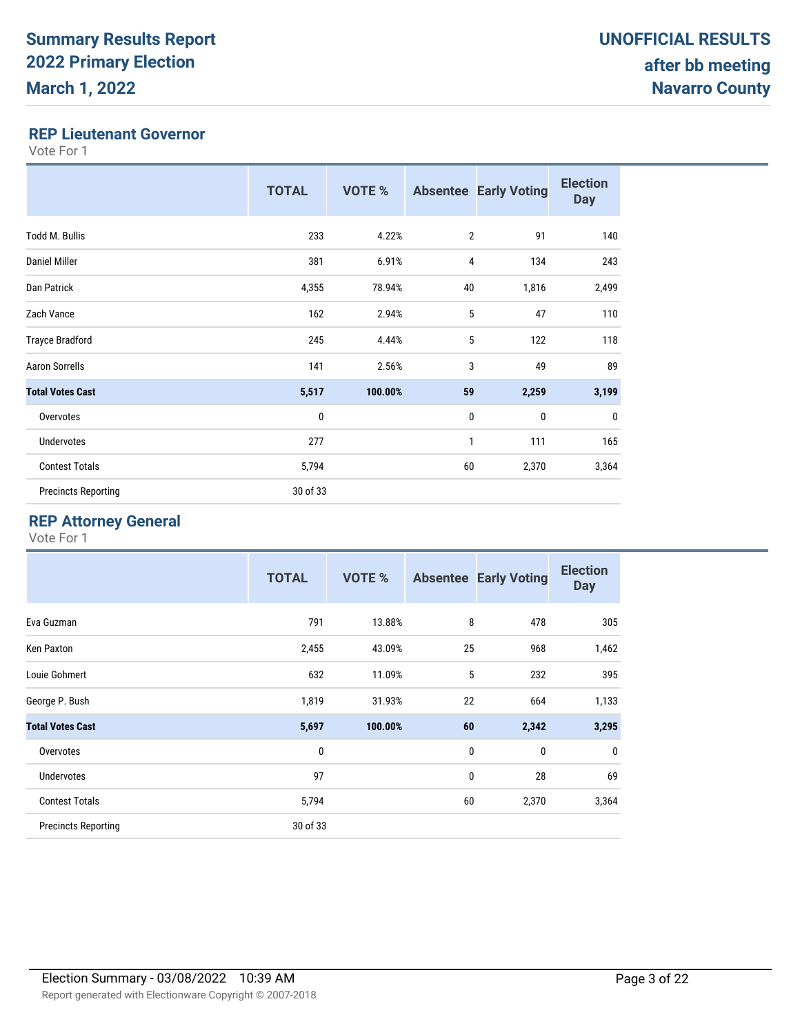# Summary Results Report
# 2022 Primary Election
# March 1, 2022

**UNOFFICIAL RESULTS**
**after bb meeting**
**Navarro County**

## REP Lieutenant Governor

Vote For 1

| | TOTAL | VOTE % | Absentee | Early Voting | Election Day |
|---|---|---|---|---|---|
| Todd M. Bullis | 233 | 4.22% | 2 | 91 | 140 |
| Daniel Miller | 381 | 6.91% | 4 | 134 | 243 |
| Dan Patrick | 4,355 | 78.94% | 40 | 1,816 | 2,499 |
| Zach Vance | 162 | 2.94% | 5 | 47 | 110 |
| Trayce Bradford | 245 | 4.44% | 5 | 122 | 118 |
| Aaron Sorrells | 141 | 2.56% | 3 | 49 | 89 |
| **Total Votes Cast** | **5,517** | **100.00%** | **59** | **2,259** | **3,199** |
| Overvotes | 0 | | 0 | 0 | 0 |
| Undervotes | 277 | | 1 | 111 | 165 |
| Contest Totals | 5,794 | | 60 | 2,370 | 3,364 |
| Precincts Reporting | 30 of 33 | | | | |

## REP Attorney General

Vote For 1

| | TOTAL | VOTE % | Absentee | Early Voting | Election Day |
|---|---|---|---|---|---|
| Eva Guzman | 791 | 13.88% | 8 | 478 | 305 |
| Ken Paxton | 2,455 | 43.09% | 25 | 968 | 1,462 |
| Louie Gohmert | 632 | 11.09% | 5 | 232 | 395 |
| George P. Bush | 1,819 | 31.93% | 22 | 664 | 1,133 |
| **Total Votes Cast** | **5,697** | **100.00%** | **60** | **2,342** | **3,295** |
| Overvotes | 0 | | 0 | 0 | 0 |
| Undervotes | 97 | | 0 | 28 | 69 |
| Contest Totals | 5,794 | | 60 | 2,370 | 3,364 |
| Precincts Reporting | 30 of 33 | | | | |

Election Summary - 03/08/2022 10:39 AM

Report generated with Electionware Copyright © 2007-2018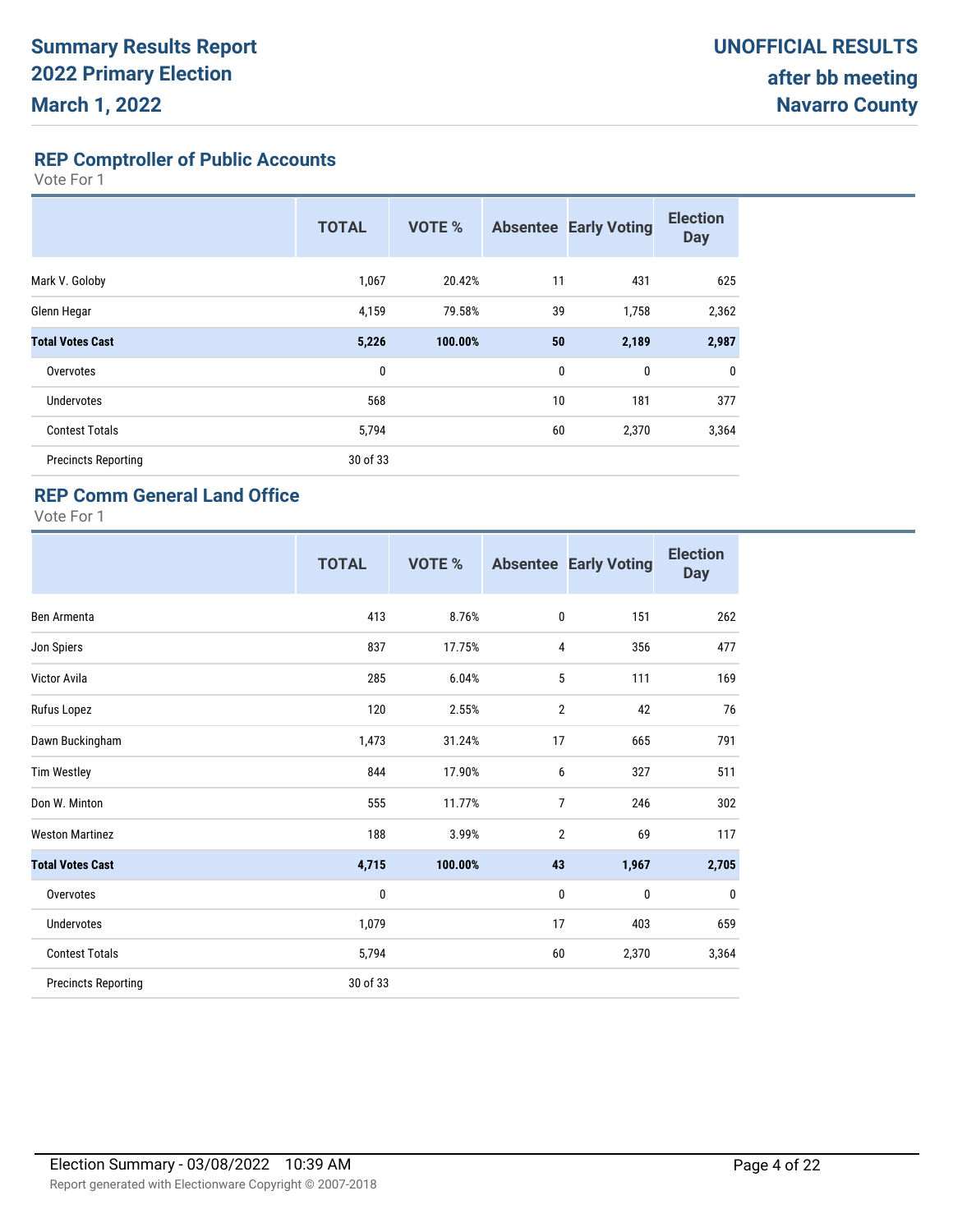# Summary Results Report
## 2022 Primary Election
## March 1, 2022

**UNOFFICIAL RESULTS**
**after bb meeting**
**Navarro County**

### REP Comptroller of Public Accounts

Vote For 1

| | TOTAL | VOTE % | Absentee | Early Voting | Election Day |
|---|---|---|---|---|---|
| Mark V. Goloby | 1,067 | 20.42% | 11 | 431 | 625 |
| Glenn Hegar | 4,159 | 79.58% | 39 | 1,758 | 2,362 |
| **Total Votes Cast** | **5,226** | **100.00%** | **50** | **2,189** | **2,987** |
| Overvotes | 0 | | 0 | 0 | 0 |
| Undervotes | 568 | | 10 | 181 | 377 |
| Contest Totals | 5,794 | | 60 | 2,370 | 3,364 |
| Precincts Reporting | 30 of 33 | | | | |

### REP Comm General Land Office

Vote For 1

| | TOTAL | VOTE % | Absentee | Early Voting | Election Day |
|---|---|---|---|---|---|
| Ben Armenta | 413 | 8.76% | 0 | 151 | 262 |
| Jon Spiers | 837 | 17.75% | 4 | 356 | 477 |
| Victor Avila | 285 | 6.04% | 5 | 111 | 169 |
| Rufus Lopez | 120 | 2.55% | 2 | 42 | 76 |
| Dawn Buckingham | 1,473 | 31.24% | 17 | 665 | 791 |
| Tim Westley | 844 | 17.90% | 6 | 327 | 511 |
| Don W. Minton | 555 | 11.77% | 7 | 246 | 302 |
| Weston Martinez | 188 | 3.99% | 2 | 69 | 117 |
| **Total Votes Cast** | **4,715** | **100.00%** | **43** | **1,967** | **2,705** |
| Overvotes | 0 | | 0 | 0 | 0 |
| Undervotes | 1,079 | | 17 | 403 | 659 |
| Contest Totals | 5,794 | | 60 | 2,370 | 3,364 |
| Precincts Reporting | 30 of 33 | | | | |

Election Summary - 03/08/2022 10:39 AM

Report generated with Electionware Copyright © 2007-2018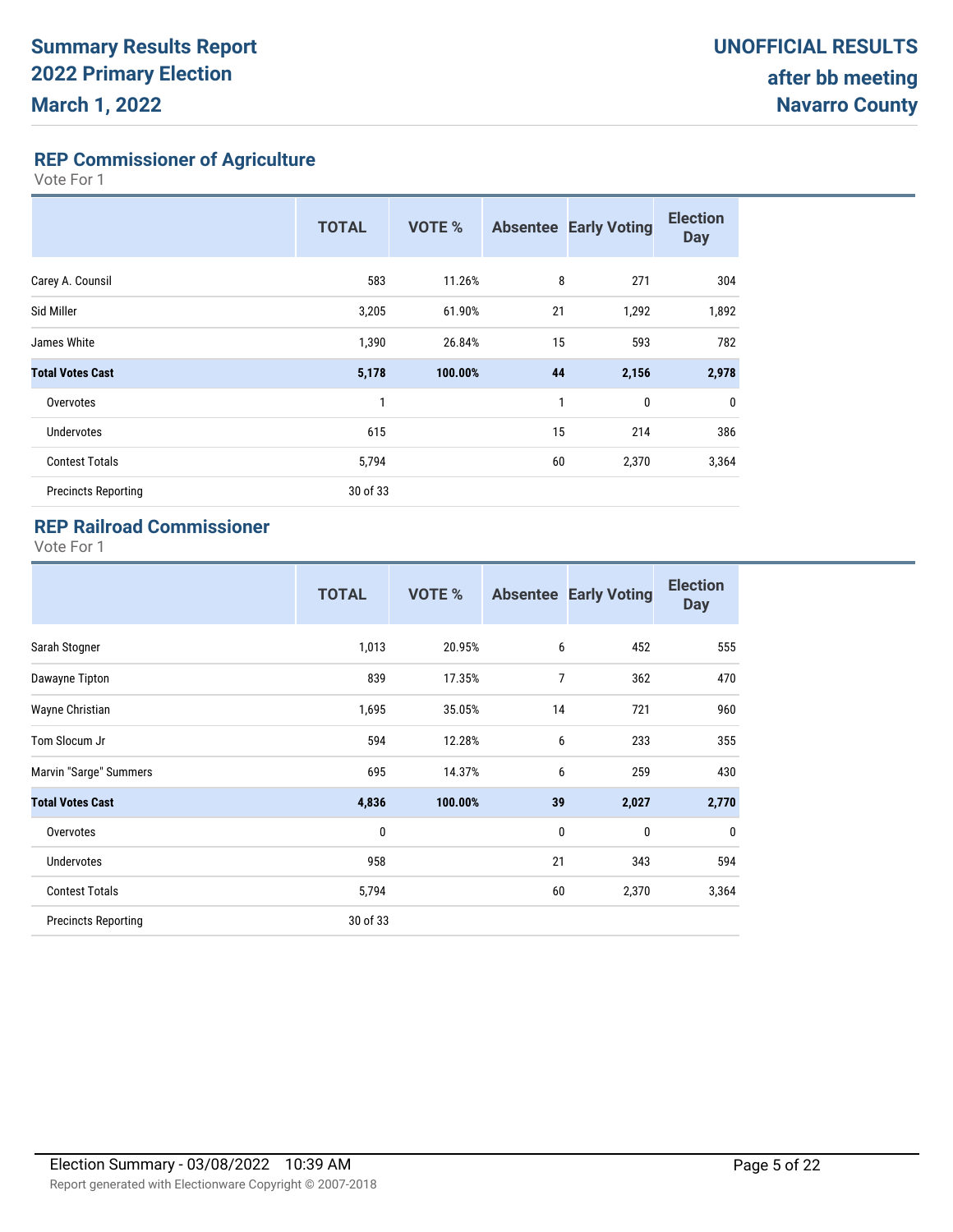# Summary Results Report
# 2022 Primary Election
# March 1, 2022

**UNOFFICIAL RESULTS**
**after bb meeting**
**Navarro County**

## REP Commissioner of Agriculture

Vote For 1

| | TOTAL | VOTE % | Absentee | Early Voting | Election Day |
|---|---|---|---|---|---|
| Carey A. Counsil | 583 | 11.26% | 8 | 271 | 304 |
| Sid Miller | 3,205 | 61.90% | 21 | 1,292 | 1,892 |
| James White | 1,390 | 26.84% | 15 | 593 | 782 |
| **Total Votes Cast** | **5,178** | **100.00%** | **44** | **2,156** | **2,978** |
| Overvotes | 1 | | 1 | 0 | 0 |
| Undervotes | 615 | | 15 | 214 | 386 |
| Contest Totals | 5,794 | | 60 | 2,370 | 3,364 |
| Precincts Reporting | 30 of 33 | | | | |

## REP Railroad Commissioner

Vote For 1

| | TOTAL | VOTE % | Absentee | Early Voting | Election Day |
|---|---|---|---|---|---|
| Sarah Stogner | 1,013 | 20.95% | 6 | 452 | 555 |
| Dawayne Tipton | 839 | 17.35% | 7 | 362 | 470 |
| Wayne Christian | 1,695 | 35.05% | 14 | 721 | 960 |
| Tom Slocum Jr | 594 | 12.28% | 6 | 233 | 355 |
| Marvin "Sarge" Summers | 695 | 14.37% | 6 | 259 | 430 |
| **Total Votes Cast** | **4,836** | **100.00%** | **39** | **2,027** | **2,770** |
| Overvotes | 0 | | 0 | 0 | 0 |
| Undervotes | 958 | | 21 | 343 | 594 |
| Contest Totals | 5,794 | | 60 | 2,370 | 3,364 |
| Precincts Reporting | 30 of 33 | | | | |

Election Summary - 03/08/2022 10:39 AM

Report generated with Electionware Copyright © 2007-2018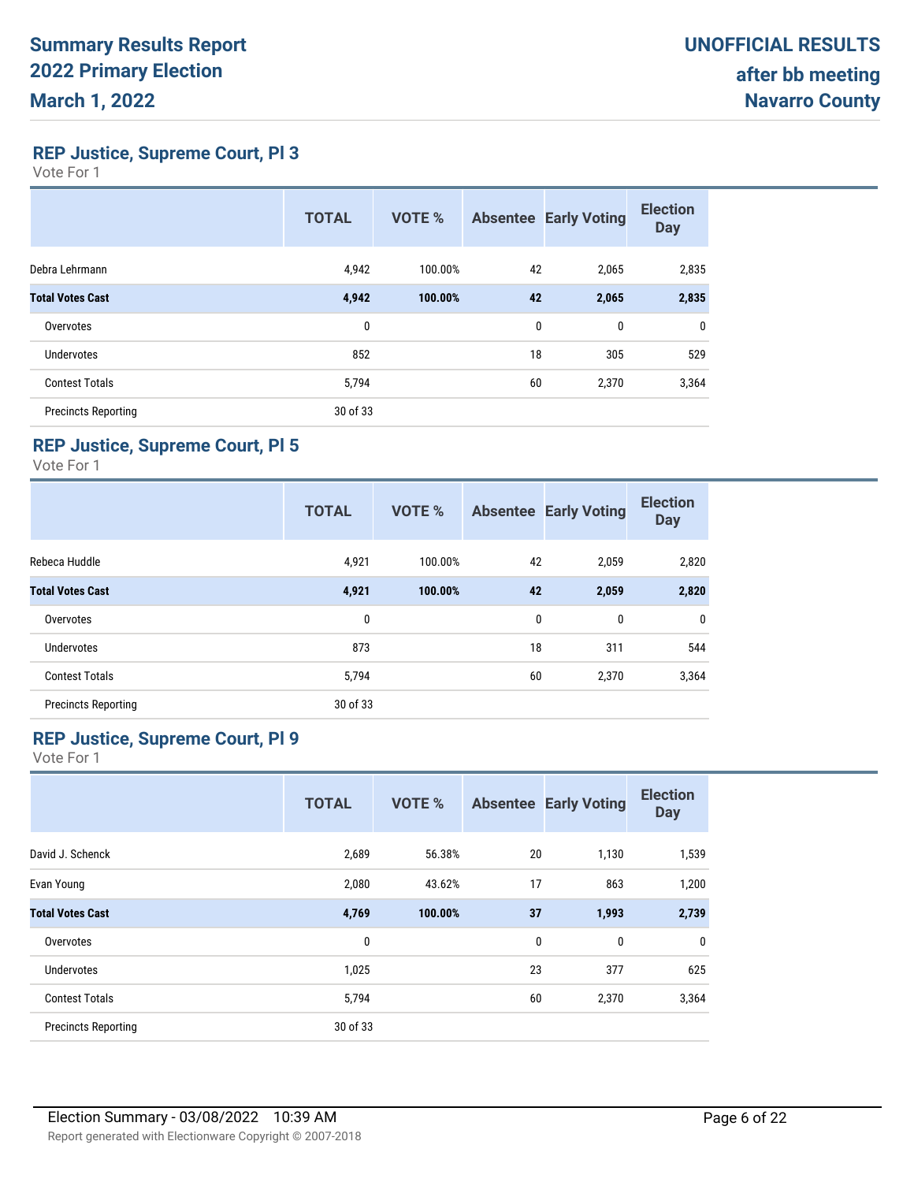# Summary Results Report
# 2022 Primary Election
# March 1, 2022

**UNOFFICIAL RESULTS**
**after bb meeting**
**Navarro County**

## REP Justice, Supreme Court, Pl 3

Vote For 1

| | TOTAL | VOTE % | Absentee | Early Voting | Election Day |
|---|---|---|---|---|---|
| Debra Lehrmann | 4,942 | 100.00% | 42 | 2,065 | 2,835 |
| **Total Votes Cast** | **4,942** | **100.00%** | **42** | **2,065** | **2,835** |
| Overvotes | 0 | | 0 | 0 | 0 |
| Undervotes | 852 | | 18 | 305 | 529 |
| Contest Totals | 5,794 | | 60 | 2,370 | 3,364 |
| Precincts Reporting | 30 of 33 | | | | |

## REP Justice, Supreme Court, Pl 5

Vote For 1

| | TOTAL | VOTE % | Absentee | Early Voting | Election Day |
|---|---|---|---|---|---|
| Rebeca Huddle | 4,921 | 100.00% | 42 | 2,059 | 2,820 |
| **Total Votes Cast** | **4,921** | **100.00%** | **42** | **2,059** | **2,820** |
| Overvotes | 0 | | 0 | 0 | 0 |
| Undervotes | 873 | | 18 | 311 | 544 |
| Contest Totals | 5,794 | | 60 | 2,370 | 3,364 |
| Precincts Reporting | 30 of 33 | | | | |

## REP Justice, Supreme Court, Pl 9

Vote For 1

| | TOTAL | VOTE % | Absentee | Early Voting | Election Day |
|---|---|---|---|---|---|
| David J. Schenck | 2,689 | 56.38% | 20 | 1,130 | 1,539 |
| Evan Young | 2,080 | 43.62% | 17 | 863 | 1,200 |
| **Total Votes Cast** | **4,769** | **100.00%** | **37** | **1,993** | **2,739** |
| Overvotes | 0 | | 0 | 0 | 0 |
| Undervotes | 1,025 | | 23 | 377 | 625 |
| Contest Totals | 5,794 | | 60 | 2,370 | 3,364 |
| Precincts Reporting | 30 of 33 | | | | |

Election Summary - 03/08/2022 10:39 AM

Report generated with Electionware Copyright © 2007-2018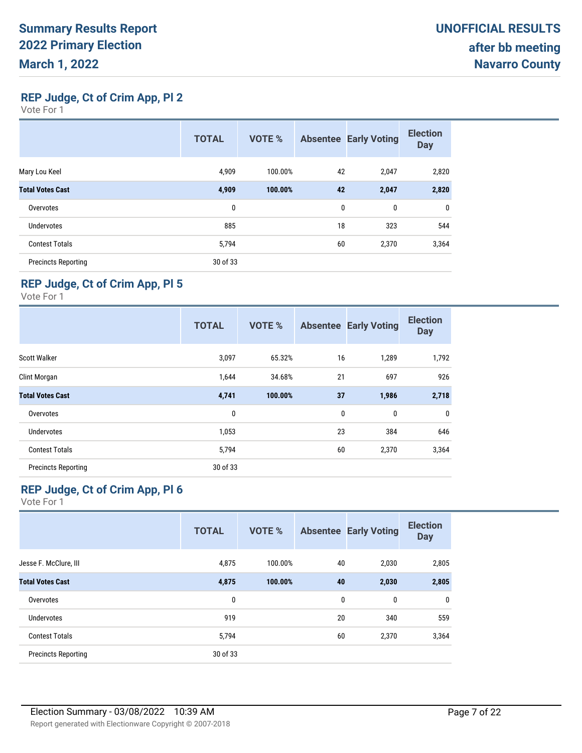# Summary Results Report
# 2022 Primary Election
# March 1, 2022

**UNOFFICIAL RESULTS**
**after bb meeting**
**Navarro County**

## REP Judge, Ct of Crim App, Pl 2

Vote For 1

| | TOTAL | VOTE % | Absentee | Early Voting | Election Day |
|---|---|---|---|---|---|
| Mary Lou Keel | 4,909 | 100.00% | 42 | 2,047 | 2,820 |
| **Total Votes Cast** | **4,909** | **100.00%** | **42** | **2,047** | **2,820** |
| Overvotes | 0 | | 0 | 0 | 0 |
| Undervotes | 885 | | 18 | 323 | 544 |
| Contest Totals | 5,794 | | 60 | 2,370 | 3,364 |
| Precincts Reporting | 30 of 33 | | | | |

## REP Judge, Ct of Crim App, Pl 5

Vote For 1

| | TOTAL | VOTE % | Absentee | Early Voting | Election Day |
|---|---|---|---|---|---|
| Scott Walker | 3,097 | 65.32% | 16 | 1,289 | 1,792 |
| Clint Morgan | 1,644 | 34.68% | 21 | 697 | 926 |
| **Total Votes Cast** | **4,741** | **100.00%** | **37** | **1,986** | **2,718** |
| Overvotes | 0 | | 0 | 0 | 0 |
| Undervotes | 1,053 | | 23 | 384 | 646 |
| Contest Totals | 5,794 | | 60 | 2,370 | 3,364 |
| Precincts Reporting | 30 of 33 | | | | |

## REP Judge, Ct of Crim App, Pl 6

Vote For 1

| | TOTAL | VOTE % | Absentee | Early Voting | Election Day |
|---|---|---|---|---|---|
| Jesse F. McClure, III | 4,875 | 100.00% | 40 | 2,030 | 2,805 |
| **Total Votes Cast** | **4,875** | **100.00%** | **40** | **2,030** | **2,805** |
| Overvotes | 0 | | 0 | 0 | 0 |
| Undervotes | 919 | | 20 | 340 | 559 |
| Contest Totals | 5,794 | | 60 | 2,370 | 3,364 |
| Precincts Reporting | 30 of 33 | | | | |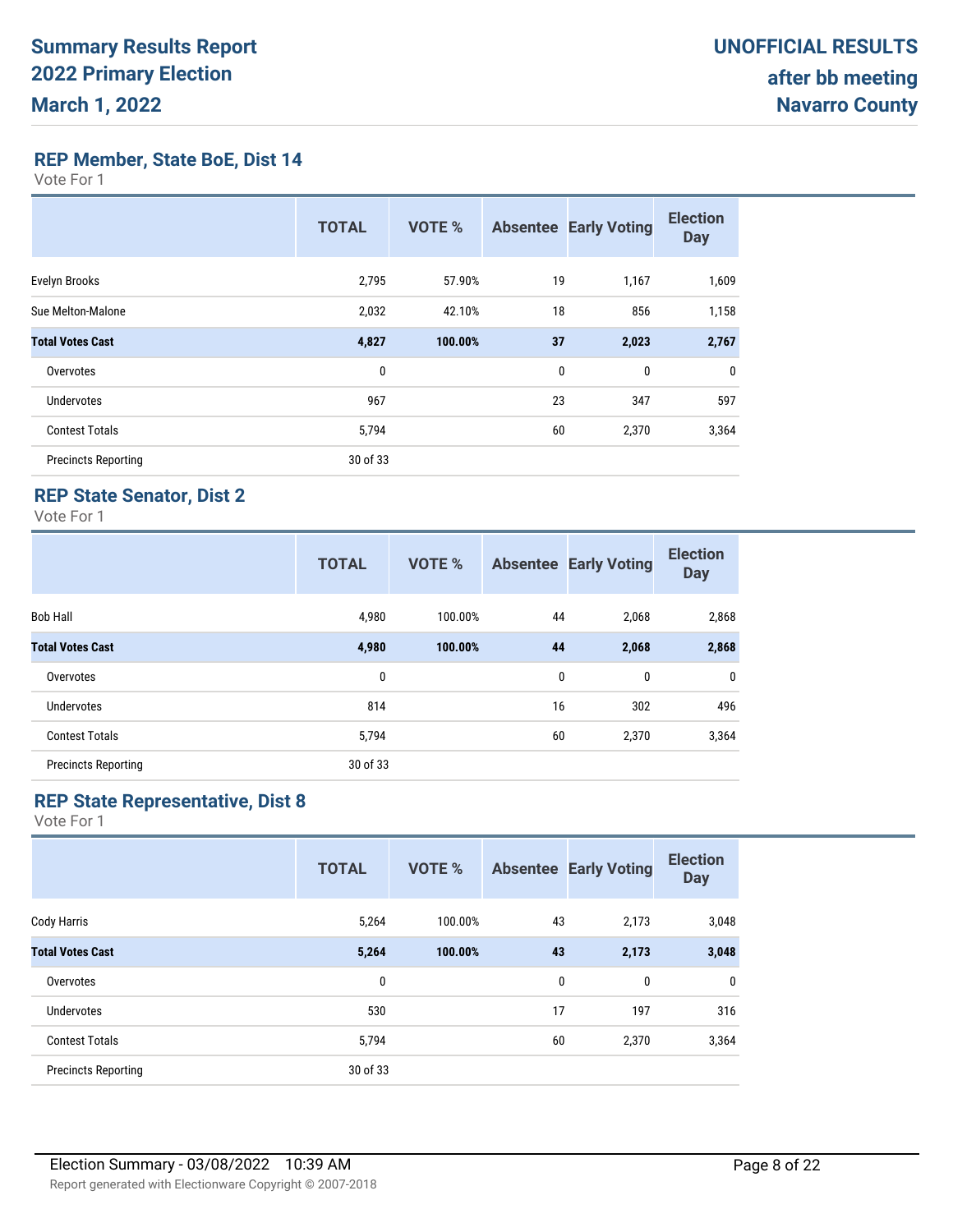# Summary Results Report
# 2022 Primary Election
# March 1, 2022

**UNOFFICIAL RESULTS**
**after bb meeting**
**Navarro County**

## REP Member, State BoE, Dist 14

Vote For 1

| | TOTAL | VOTE % | Absentee | Early Voting | Election Day |
|---|---|---|---|---|---|
| Evelyn Brooks | 2,795 | 57.90% | 19 | 1,167 | 1,609 |
| Sue Melton-Malone | 2,032 | 42.10% | 18 | 856 | 1,158 |
| **Total Votes Cast** | **4,827** | **100.00%** | **37** | **2,023** | **2,767** |
| Overvotes | 0 | | 0 | 0 | 0 |
| Undervotes | 967 | | 23 | 347 | 597 |
| Contest Totals | 5,794 | | 60 | 2,370 | 3,364 |
| Precincts Reporting | 30 of 33 | | | | |

## REP State Senator, Dist 2

Vote For 1

| | TOTAL | VOTE % | Absentee | Early Voting | Election Day |
|---|---|---|---|---|---|
| Bob Hall | 4,980 | 100.00% | 44 | 2,068 | 2,868 |
| **Total Votes Cast** | **4,980** | **100.00%** | **44** | **2,068** | **2,868** |
| Overvotes | 0 | | 0 | 0 | 0 |
| Undervotes | 814 | | 16 | 302 | 496 |
| Contest Totals | 5,794 | | 60 | 2,370 | 3,364 |
| Precincts Reporting | 30 of 33 | | | | |

## REP State Representative, Dist 8

Vote For 1

| | TOTAL | VOTE % | Absentee | Early Voting | Election Day |
|---|---|---|---|---|---|
| Cody Harris | 5,264 | 100.00% | 43 | 2,173 | 3,048 |
| **Total Votes Cast** | **5,264** | **100.00%** | **43** | **2,173** | **3,048** |
| Overvotes | 0 | | 0 | 0 | 0 |
| Undervotes | 530 | | 17 | 197 | 316 |
| Contest Totals | 5,794 | | 60 | 2,370 | 3,364 |
| Precincts Reporting | 30 of 33 | | | | |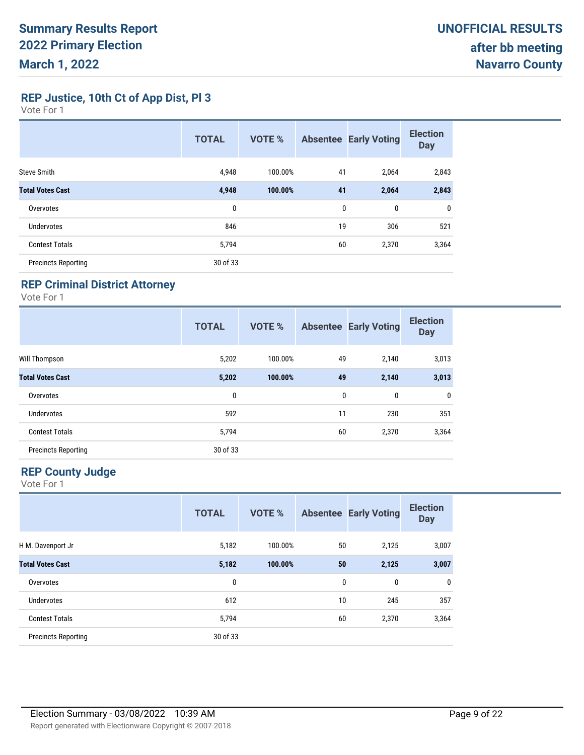# Summary Results Report
## 2022 Primary Election
## March 1, 2022

**UNOFFICIAL RESULTS**
**after bb meeting**
**Navarro County**

### REP Justice, 10th Ct of App Dist, Pl 3

Vote For 1

| | TOTAL | VOTE % | Absentee | Early Voting | Election Day |
|---|---|---|---|---|---|
| Steve Smith | 4,948 | 100.00% | 41 | 2,064 | 2,843 |
| **Total Votes Cast** | **4,948** | **100.00%** | **41** | **2,064** | **2,843** |
| Overvotes | 0 | | 0 | 0 | 0 |
| Undervotes | 846 | | 19 | 306 | 521 |
| Contest Totals | 5,794 | | 60 | 2,370 | 3,364 |
| Precincts Reporting | 30 of 33 | | | | |

### REP Criminal District Attorney

Vote For 1

| | TOTAL | VOTE % | Absentee | Early Voting | Election Day |
|---|---|---|---|---|---|
| Will Thompson | 5,202 | 100.00% | 49 | 2,140 | 3,013 |
| **Total Votes Cast** | **5,202** | **100.00%** | **49** | **2,140** | **3,013** |
| Overvotes | 0 | | 0 | 0 | 0 |
| Undervotes | 592 | | 11 | 230 | 351 |
| Contest Totals | 5,794 | | 60 | 2,370 | 3,364 |
| Precincts Reporting | 30 of 33 | | | | |

### REP County Judge

Vote For 1

| | TOTAL | VOTE % | Absentee | Early Voting | Election Day |
|---|---|---|---|---|---|
| H M. Davenport Jr | 5,182 | 100.00% | 50 | 2,125 | 3,007 |
| **Total Votes Cast** | **5,182** | **100.00%** | **50** | **2,125** | **3,007** |
| Overvotes | 0 | | 0 | 0 | 0 |
| Undervotes | 612 | | 10 | 245 | 357 |
| Contest Totals | 5,794 | | 60 | 2,370 | 3,364 |
| Precincts Reporting | 30 of 33 | | | | |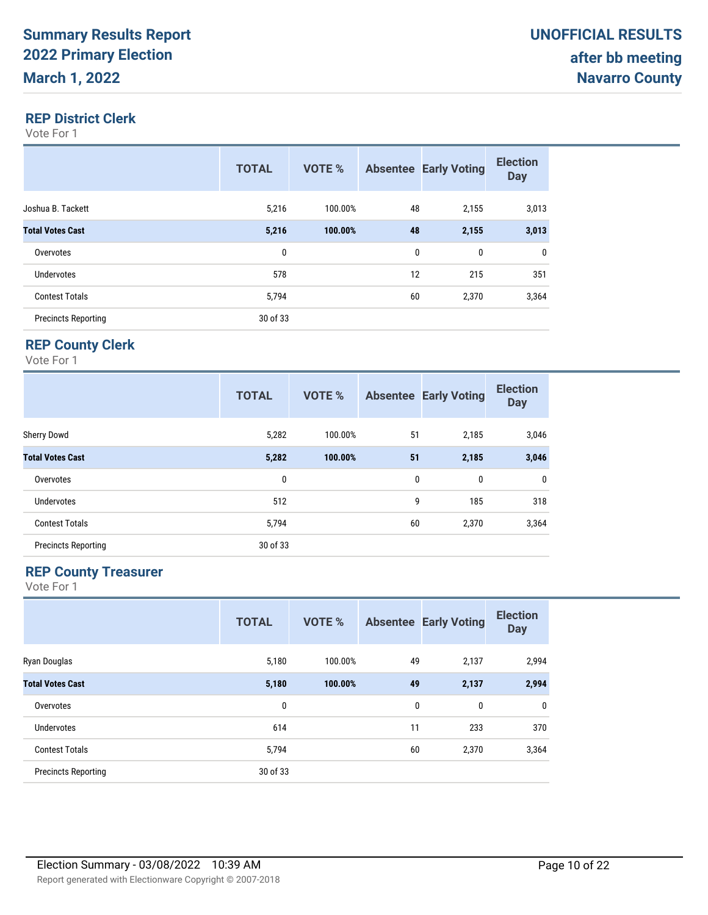## REP District Clerk

Vote For 1

| | TOTAL | VOTE % | Absentee | Early Voting | Election Day |
|---|---|---|---|---|---|
| Joshua B. Tackett | 5,216 | 100.00% | 48 | 2,155 | 3,013 |
| **Total Votes Cast** | **5,216** | **100.00%** | **48** | **2,155** | **3,013** |
| Overvotes | 0 | | 0 | 0 | 0 |
| Undervotes | 578 | | 12 | 215 | 351 |
| Contest Totals | 5,794 | | 60 | 2,370 | 3,364 |
| Precincts Reporting | 30 of 33 | | | | |

## REP County Clerk

Vote For 1

| | TOTAL | VOTE % | Absentee | Early Voting | Election Day |
|---|---|---|---|---|---|
| Sherry Dowd | 5,282 | 100.00% | 51 | 2,185 | 3,046 |
| **Total Votes Cast** | **5,282** | **100.00%** | **51** | **2,185** | **3,046** |
| Overvotes | 0 | | 0 | 0 | 0 |
| Undervotes | 512 | | 9 | 185 | 318 |
| Contest Totals | 5,794 | | 60 | 2,370 | 3,364 |
| Precincts Reporting | 30 of 33 | | | | |

## REP County Treasurer

Vote For 1

| | TOTAL | VOTE % | Absentee | Early Voting | Election Day |
|---|---|---|---|---|---|
| Ryan Douglas | 5,180 | 100.00% | 49 | 2,137 | 2,994 |
| **Total Votes Cast** | **5,180** | **100.00%** | **49** | **2,137** | **2,994** |
| Overvotes | 0 | | 0 | 0 | 0 |
| Undervotes | 614 | | 11 | 233 | 370 |
| Contest Totals | 5,794 | | 60 | 2,370 | 3,364 |
| Precincts Reporting | 30 of 33 | | | | |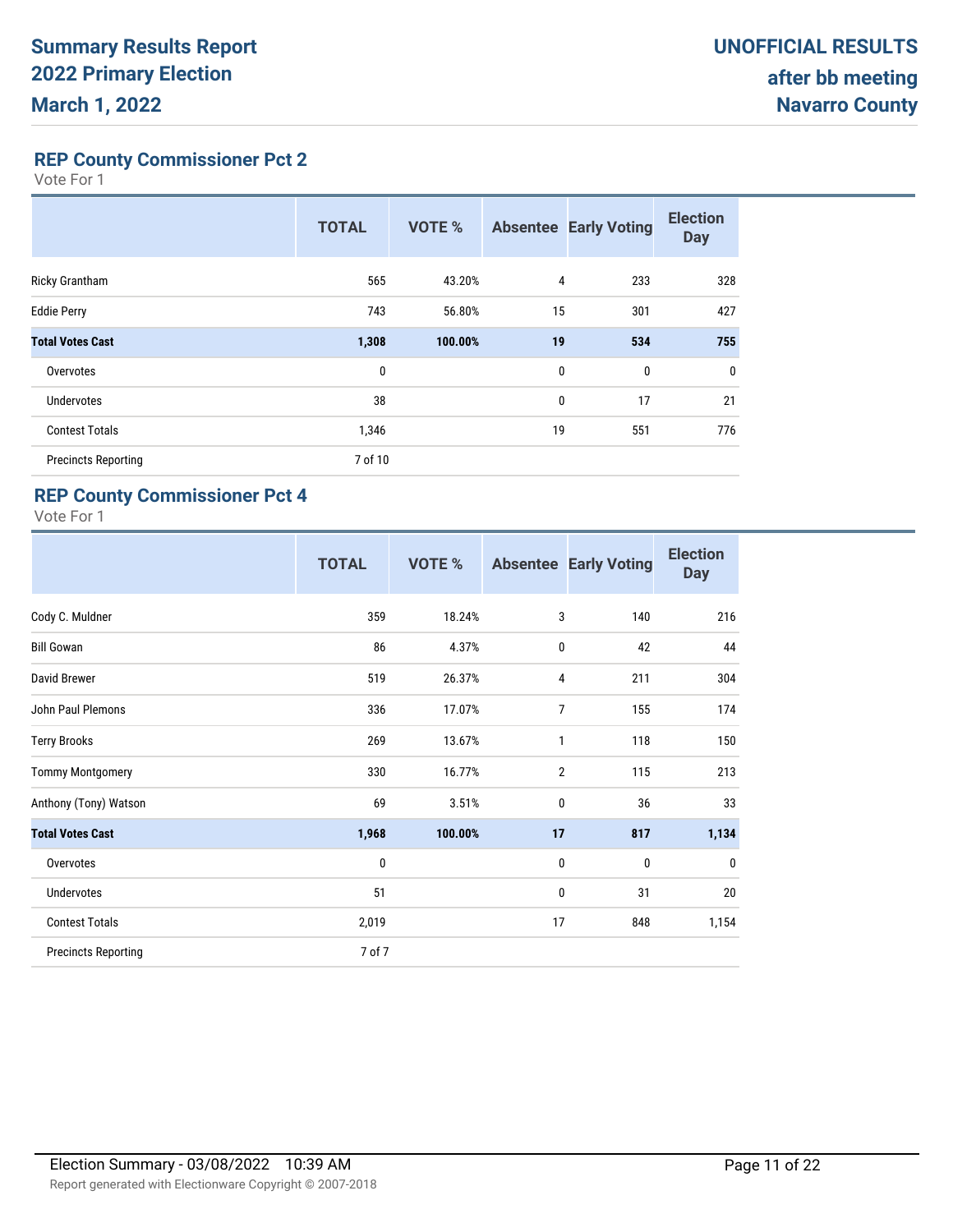# Summary Results Report
# 2022 Primary Election
# March 1, 2022

**UNOFFICIAL RESULTS**
**after bb meeting**
**Navarro County**

## REP County Commissioner Pct 2

Vote For 1

| | TOTAL | VOTE % | Absentee | Early Voting | Election Day |
|---|---|---|---|---|---|
| Ricky Grantham | 565 | 43.20% | 4 | 233 | 328 |
| Eddie Perry | 743 | 56.80% | 15 | 301 | 427 |
| **Total Votes Cast** | **1,308** | **100.00%** | **19** | **534** | **755** |
| Overvotes | 0 | | 0 | 0 | 0 |
| Undervotes | 38 | | 0 | 17 | 21 |
| Contest Totals | 1,346 | | 19 | 551 | 776 |
| Precincts Reporting | 7 of 10 | | | | |

## REP County Commissioner Pct 4

Vote For 1

| | TOTAL | VOTE % | Absentee | Early Voting | Election Day |
|---|---|---|---|---|---|
| Cody C. Muldner | 359 | 18.24% | 3 | 140 | 216 |
| Bill Gowan | 86 | 4.37% | 0 | 42 | 44 |
| David Brewer | 519 | 26.37% | 4 | 211 | 304 |
| John Paul Plemons | 336 | 17.07% | 7 | 155 | 174 |
| Terry Brooks | 269 | 13.67% | 1 | 118 | 150 |
| Tommy Montgomery | 330 | 16.77% | 2 | 115 | 213 |
| Anthony (Tony) Watson | 69 | 3.51% | 0 | 36 | 33 |
| **Total Votes Cast** | **1,968** | **100.00%** | **17** | **817** | **1,134** |
| Overvotes | 0 | | 0 | 0 | 0 |
| Undervotes | 51 | | 0 | 31 | 20 |
| Contest Totals | 2,019 | | 17 | 848 | 1,154 |
| Precincts Reporting | 7 of 7 | | | | |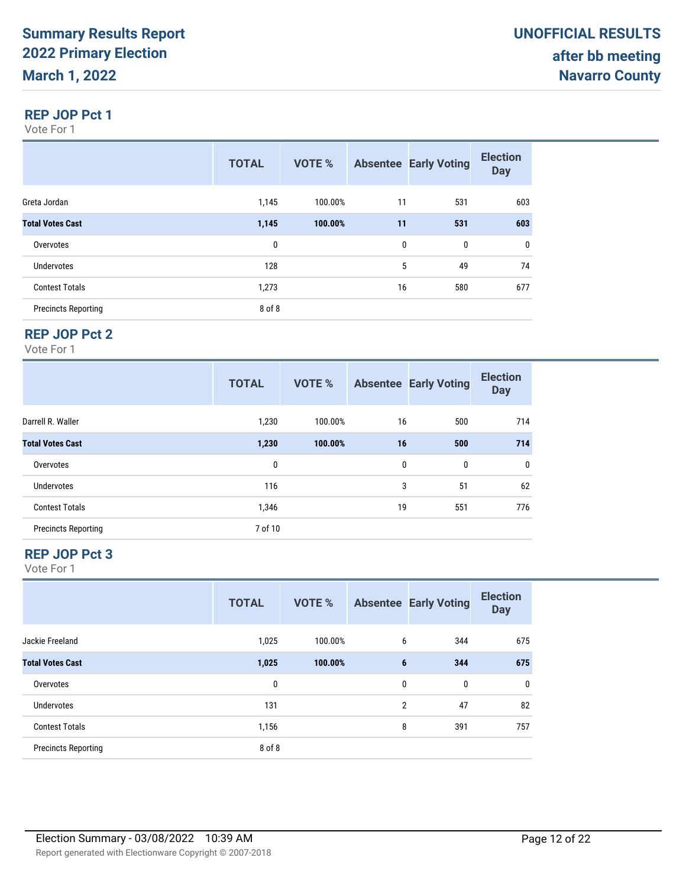# Summary Results Report
# 2022 Primary Election
# March 1, 2022

**UNOFFICIAL RESULTS**
**after bb meeting**
**Navarro County**

## REP JOP Pct 1

Vote For 1

| | TOTAL | VOTE % | Absentee | Early Voting | Election Day |
|---|---|---|---|---|---|
| Greta Jordan | 1,145 | 100.00% | 11 | 531 | 603 |
| **Total Votes Cast** | **1,145** | **100.00%** | **11** | **531** | **603** |
| Overvotes | 0 | | 0 | 0 | 0 |
| Undervotes | 128 | | 5 | 49 | 74 |
| Contest Totals | 1,273 | | 16 | 580 | 677 |
| Precincts Reporting | 8 of 8 | | | | |

## REP JOP Pct 2

Vote For 1

| | TOTAL | VOTE % | Absentee | Early Voting | Election Day |
|---|---|---|---|---|---|
| Darrell R. Waller | 1,230 | 100.00% | 16 | 500 | 714 |
| **Total Votes Cast** | **1,230** | **100.00%** | **16** | **500** | **714** |
| Overvotes | 0 | | 0 | 0 | 0 |
| Undervotes | 116 | | 3 | 51 | 62 |
| Contest Totals | 1,346 | | 19 | 551 | 776 |
| Precincts Reporting | 7 of 10 | | | | |

## REP JOP Pct 3

Vote For 1

| | TOTAL | VOTE % | Absentee | Early Voting | Election Day |
|---|---|---|---|---|---|
| Jackie Freeland | 1,025 | 100.00% | 6 | 344 | 675 |
| **Total Votes Cast** | **1,025** | **100.00%** | **6** | **344** | **675** |
| Overvotes | 0 | | 0 | 0 | 0 |
| Undervotes | 131 | | 2 | 47 | 82 |
| Contest Totals | 1,156 | | 8 | 391 | 757 |
| Precincts Reporting | 8 of 8 | | | | |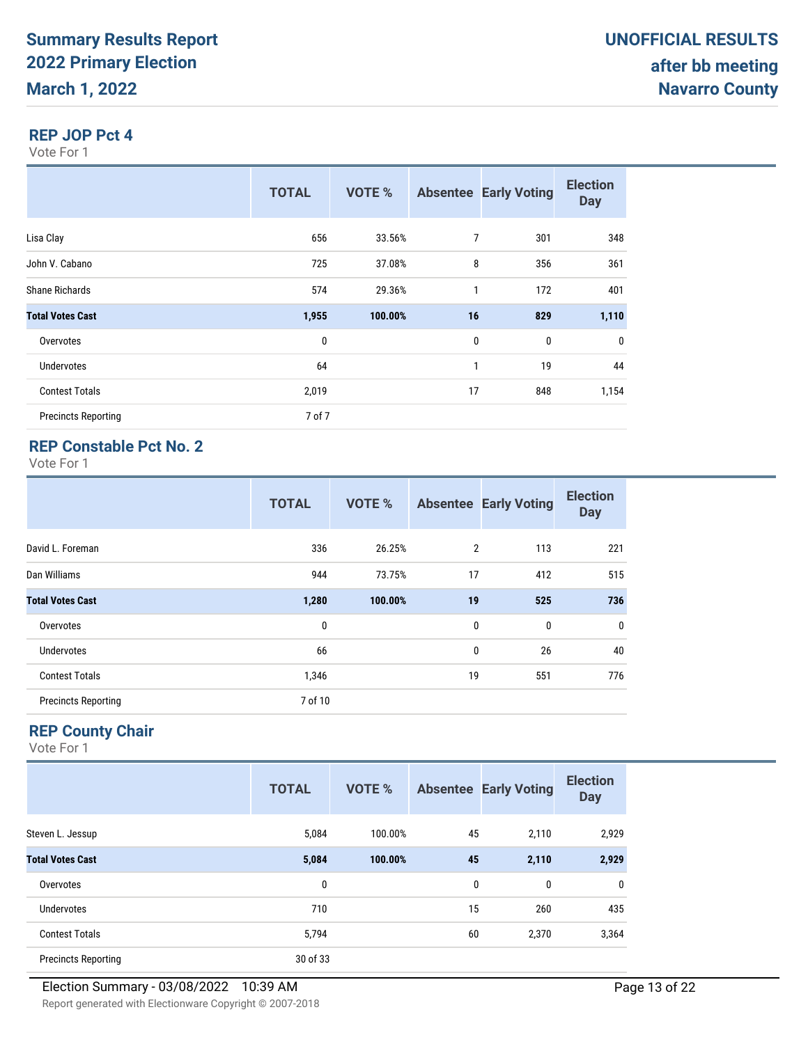# Summary Results Report
# 2022 Primary Election
# March 1, 2022

**UNOFFICIAL RESULTS**
**after bb meeting**
**Navarro County**

## REP JOP Pct 4

Vote For 1

| | TOTAL | VOTE % | Absentee | Early Voting | Election Day |
|---|---|---|---|---|---|
| Lisa Clay | 656 | 33.56% | 7 | 301 | 348 |
| John V. Cabano | 725 | 37.08% | 8 | 356 | 361 |
| Shane Richards | 574 | 29.36% | 1 | 172 | 401 |
| **Total Votes Cast** | **1,955** | **100.00%** | **16** | **829** | **1,110** |
| Overvotes | 0 | | 0 | 0 | 0 |
| Undervotes | 64 | | 1 | 19 | 44 |
| Contest Totals | 2,019 | | 17 | 848 | 1,154 |
| Precincts Reporting | 7 of 7 | | | | |

## REP Constable Pct No. 2

Vote For 1

| | TOTAL | VOTE % | Absentee | Early Voting | Election Day |
|---|---|---|---|---|---|
| David L. Foreman | 336 | 26.25% | 2 | 113 | 221 |
| Dan Williams | 944 | 73.75% | 17 | 412 | 515 |
| **Total Votes Cast** | **1,280** | **100.00%** | **19** | **525** | **736** |
| Overvotes | 0 | | 0 | 0 | 0 |
| Undervotes | 66 | | 0 | 26 | 40 |
| Contest Totals | 1,346 | | 19 | 551 | 776 |
| Precincts Reporting | 7 of 10 | | | | |

## REP County Chair

Vote For 1

| | TOTAL | VOTE % | Absentee | Early Voting | Election Day |
|---|---|---|---|---|---|
| Steven L. Jessup | 5,084 | 100.00% | 45 | 2,110 | 2,929 |
| **Total Votes Cast** | **5,084** | **100.00%** | **45** | **2,110** | **2,929** |
| Overvotes | 0 | | 0 | 0 | 0 |
| Undervotes | 710 | | 15 | 260 | 435 |
| Contest Totals | 5,794 | | 60 | 2,370 | 3,364 |
| Precincts Reporting | 30 of 33 | | | | |

Election Summary - 03/08/2022 10:39 AM

Report generated with Electionware Copyright © 2007-2018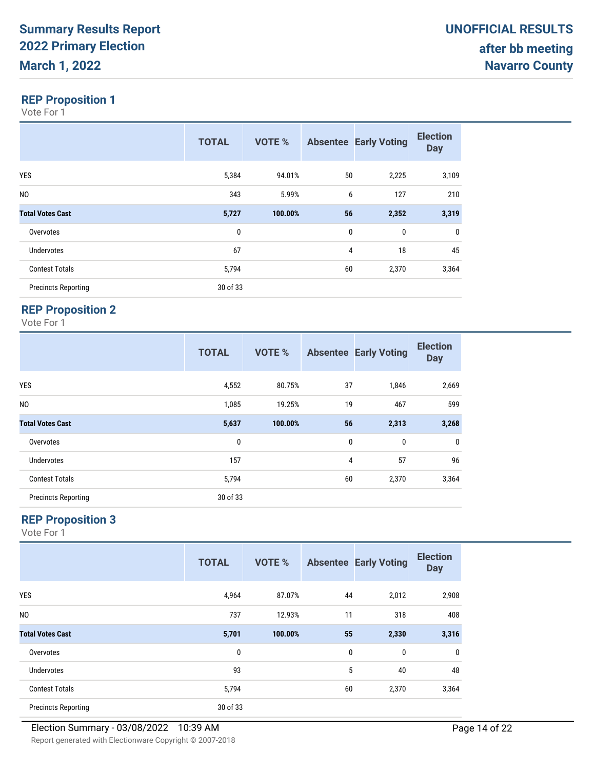# Summary Results Report
# 2022 Primary Election
# March 1, 2022

**UNOFFICIAL RESULTS**
**after bb meeting**
**Navarro County**

## REP Proposition 1

Vote For 1

| | TOTAL | VOTE % | Absentee | Early Voting | Election Day |
|---|---|---|---|---|---|
| YES | 5,384 | 94.01% | 50 | 2,225 | 3,109 |
| NO | 343 | 5.99% | 6 | 127 | 210 |
| **Total Votes Cast** | **5,727** | **100.00%** | **56** | **2,352** | **3,319** |
| Overvotes | 0 | | 0 | 0 | 0 |
| Undervotes | 67 | | 4 | 18 | 45 |
| Contest Totals | 5,794 | | 60 | 2,370 | 3,364 |
| Precincts Reporting | 30 of 33 | | | | |

## REP Proposition 2

Vote For 1

| | TOTAL | VOTE % | Absentee | Early Voting | Election Day |
|---|---|---|---|---|---|
| YES | 4,552 | 80.75% | 37 | 1,846 | 2,669 |
| NO | 1,085 | 19.25% | 19 | 467 | 599 |
| **Total Votes Cast** | **5,637** | **100.00%** | **56** | **2,313** | **3,268** |
| Overvotes | 0 | | 0 | 0 | 0 |
| Undervotes | 157 | | 4 | 57 | 96 |
| Contest Totals | 5,794 | | 60 | 2,370 | 3,364 |
| Precincts Reporting | 30 of 33 | | | | |

## REP Proposition 3

Vote For 1

| | TOTAL | VOTE % | Absentee | Early Voting | Election Day |
|---|---|---|---|---|---|
| YES | 4,964 | 87.07% | 44 | 2,012 | 2,908 |
| NO | 737 | 12.93% | 11 | 318 | 408 |
| **Total Votes Cast** | **5,701** | **100.00%** | **55** | **2,330** | **3,316** |
| Overvotes | 0 | | 0 | 0 | 0 |
| Undervotes | 93 | | 5 | 40 | 48 |
| Contest Totals | 5,794 | | 60 | 2,370 | 3,364 |
| Precincts Reporting | 30 of 33 | | | | |

Election Summary - 03/08/2022 10:39 AM

Report generated with Electionware Copyright © 2007-2018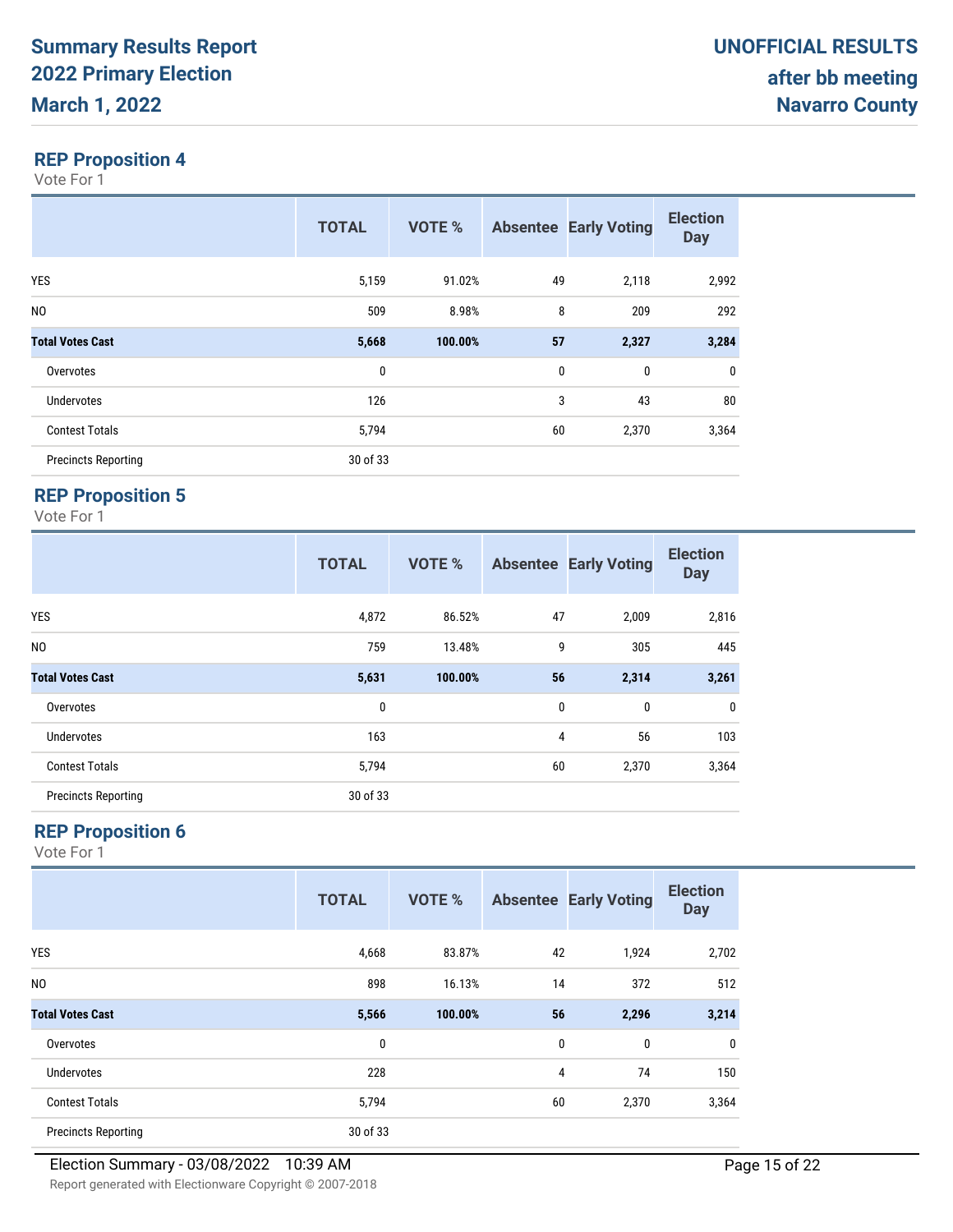## REP Proposition 4

Vote For 1

| | TOTAL | VOTE % | Absentee | Early Voting | Election Day |
|---|---|---|---|---|---|
| YES | 5,159 | 91.02% | 49 | 2,118 | 2,992 |
| NO | 509 | 8.98% | 8 | 209 | 292 |
| **Total Votes Cast** | **5,668** | **100.00%** | **57** | **2,327** | **3,284** |
| Overvotes | 0 | | 0 | 0 | 0 |
| Undervotes | 126 | | 3 | 43 | 80 |
| Contest Totals | 5,794 | | 60 | 2,370 | 3,364 |
| Precincts Reporting | 30 of 33 | | | | |

## REP Proposition 5

Vote For 1

| | TOTAL | VOTE % | Absentee | Early Voting | Election Day |
|---|---|---|---|---|---|
| YES | 4,872 | 86.52% | 47 | 2,009 | 2,816 |
| NO | 759 | 13.48% | 9 | 305 | 445 |
| **Total Votes Cast** | **5,631** | **100.00%** | **56** | **2,314** | **3,261** |
| Overvotes | 0 | | 0 | 0 | 0 |
| Undervotes | 163 | | 4 | 56 | 103 |
| Contest Totals | 5,794 | | 60 | 2,370 | 3,364 |
| Precincts Reporting | 30 of 33 | | | | |

## REP Proposition 6

Vote For 1

| | TOTAL | VOTE % | Absentee | Early Voting | Election Day |
|---|---|---|---|---|---|
| YES | 4,668 | 83.87% | 42 | 1,924 | 2,702 |
| NO | 898 | 16.13% | 14 | 372 | 512 |
| **Total Votes Cast** | **5,566** | **100.00%** | **56** | **2,296** | **3,214** |
| Overvotes | 0 | | 0 | 0 | 0 |
| Undervotes | 228 | | 4 | 74 | 150 |
| Contest Totals | 5,794 | | 60 | 2,370 | 3,364 |
| Precincts Reporting | 30 of 33 | | | | |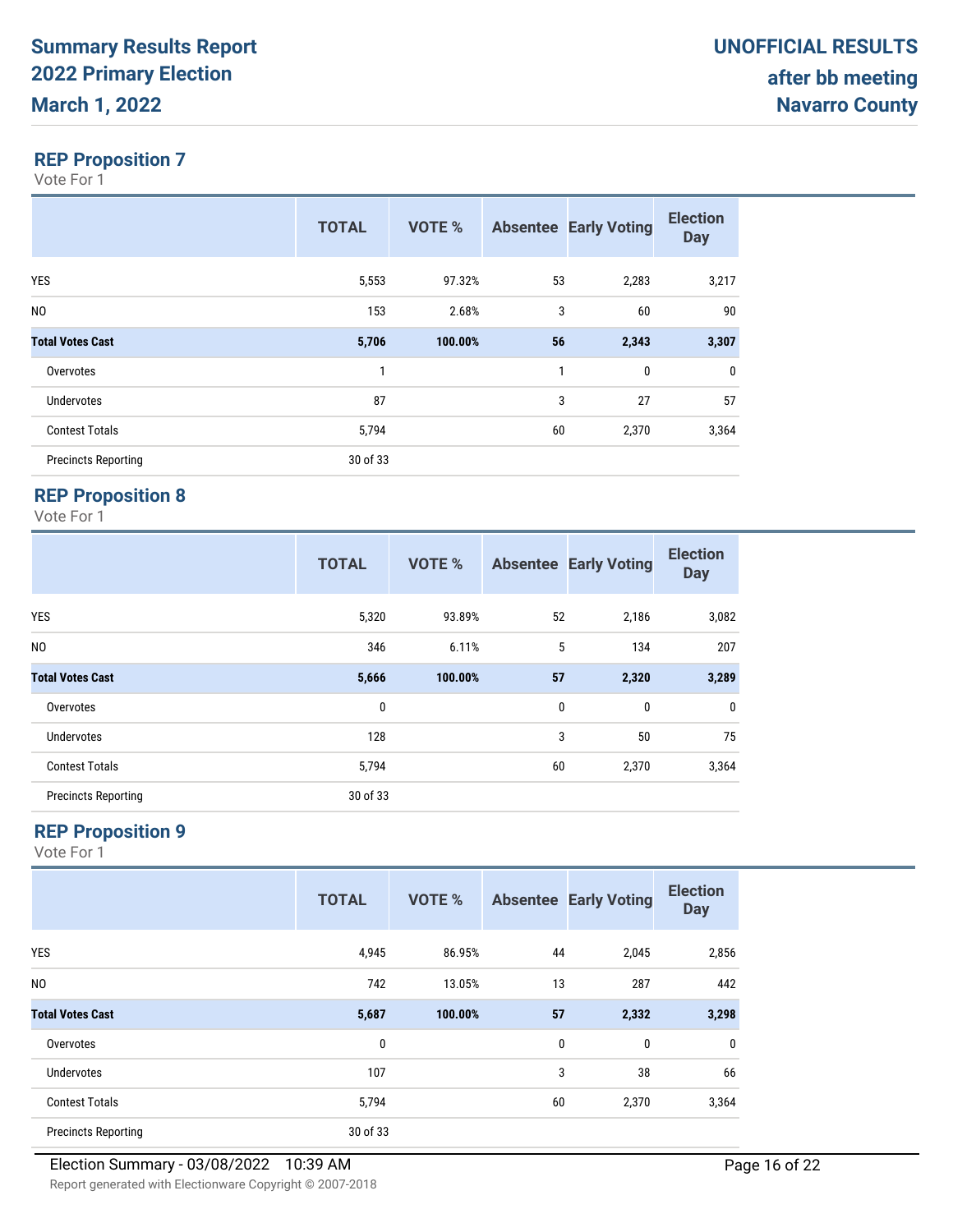**Summary Results Report**
**2022 Primary Election**
**March 1, 2022**

**UNOFFICIAL RESULTS**
**after bb meeting**
**Navarro County**

## REP Proposition 7

Vote For 1

| | TOTAL | VOTE % | Absentee | Early Voting | Election Day |
|---|---|---|---|---|---|
| YES | 5,553 | 97.32% | 53 | 2,283 | 3,217 |
| NO | 153 | 2.68% | 3 | 60 | 90 |
| **Total Votes Cast** | **5,706** | **100.00%** | **56** | **2,343** | **3,307** |
| Overvotes | 1 | | 1 | 0 | 0 |
| Undervotes | 87 | | 3 | 27 | 57 |
| Contest Totals | 5,794 | | 60 | 2,370 | 3,364 |
| Precincts Reporting | 30 of 33 | | | | |

## REP Proposition 8

Vote For 1

| | TOTAL | VOTE % | Absentee | Early Voting | Election Day |
|---|---|---|---|---|---|
| YES | 5,320 | 93.89% | 52 | 2,186 | 3,082 |
| NO | 346 | 6.11% | 5 | 134 | 207 |
| **Total Votes Cast** | **5,666** | **100.00%** | **57** | **2,320** | **3,289** |
| Overvotes | 0 | | 0 | 0 | 0 |
| Undervotes | 128 | | 3 | 50 | 75 |
| Contest Totals | 5,794 | | 60 | 2,370 | 3,364 |
| Precincts Reporting | 30 of 33 | | | | |

## REP Proposition 9

Vote For 1

| | TOTAL | VOTE % | Absentee | Early Voting | Election Day |
|---|---|---|---|---|---|
| YES | 4,945 | 86.95% | 44 | 2,045 | 2,856 |
| NO | 742 | 13.05% | 13 | 287 | 442 |
| **Total Votes Cast** | **5,687** | **100.00%** | **57** | **2,332** | **3,298** |
| Overvotes | 0 | | 0 | 0 | 0 |
| Undervotes | 107 | | 3 | 38 | 66 |
| Contest Totals | 5,794 | | 60 | 2,370 | 3,364 |
| Precincts Reporting | 30 of 33 | | | | |

Election Summary - 03/08/2022 10:39 AM

Report generated with Electionware Copyright © 2007-2018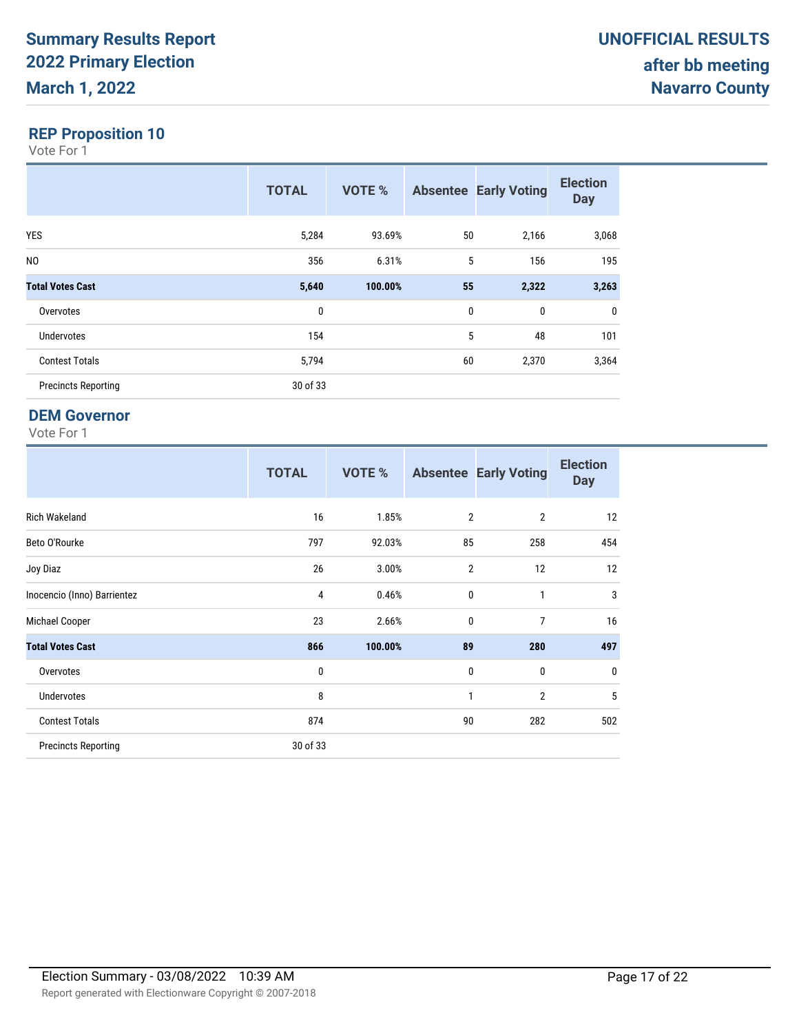## REP Proposition 10

Vote For 1

| | TOTAL | VOTE % | Absentee | Early Voting | Election Day |
|---|---|---|---|---|---|
| YES | 5,284 | 93.69% | 50 | 2,166 | 3,068 |
| NO | 356 | 6.31% | 5 | 156 | 195 |
| **Total Votes Cast** | **5,640** | **100.00%** | **55** | **2,322** | **3,263** |
| Overvotes | 0 | | 0 | 0 | 0 |
| Undervotes | 154 | | 5 | 48 | 101 |
| Contest Totals | 5,794 | | 60 | 2,370 | 3,364 |
| Precincts Reporting | 30 of 33 | | | | |

## DEM Governor

Vote For 1

| | TOTAL | VOTE % | Absentee | Early Voting | Election Day |
|---|---|---|---|---|---|
| Rich Wakeland | 16 | 1.85% | 2 | 2 | 12 |
| Beto O'Rourke | 797 | 92.03% | 85 | 258 | 454 |
| Joy Diaz | 26 | 3.00% | 2 | 12 | 12 |
| Inocencio (Inno) Barrientez | 4 | 0.46% | 0 | 1 | 3 |
| Michael Cooper | 23 | 2.66% | 0 | 7 | 16 |
| **Total Votes Cast** | **866** | **100.00%** | **89** | **280** | **497** |
| Overvotes | 0 | | 0 | 0 | 0 |
| Undervotes | 8 | | 1 | 2 | 5 |
| Contest Totals | 874 | | 90 | 282 | 502 |
| Precincts Reporting | 30 of 33 | | | | |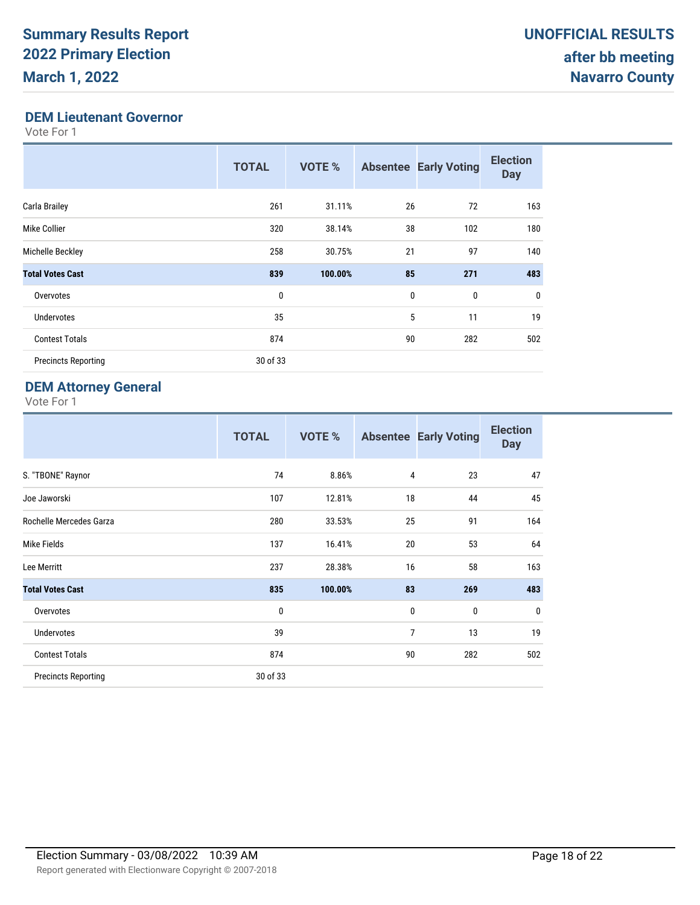**Summary Results Report**
**2022 Primary Election**
**March 1, 2022**

**UNOFFICIAL RESULTS**
**after bb meeting**
**Navarro County**

## DEM Lieutenant Governor

Vote For 1

| | TOTAL | VOTE % | Absentee | Early Voting | Election Day |
|---|---|---|---|---|---|
| Carla Brailey | 261 | 31.11% | 26 | 72 | 163 |
| Mike Collier | 320 | 38.14% | 38 | 102 | 180 |
| Michelle Beckley | 258 | 30.75% | 21 | 97 | 140 |
| **Total Votes Cast** | **839** | **100.00%** | **85** | **271** | **483** |
| Overvotes | 0 | | 0 | 0 | 0 |
| Undervotes | 35 | | 5 | 11 | 19 |
| Contest Totals | 874 | | 90 | 282 | 502 |
| Precincts Reporting | 30 of 33 | | | | |

## DEM Attorney General

Vote For 1

| | TOTAL | VOTE % | Absentee | Early Voting | Election Day |
|---|---|---|---|---|---|
| S. "TBONE" Raynor | 74 | 8.86% | 4 | 23 | 47 |
| Joe Jaworski | 107 | 12.81% | 18 | 44 | 45 |
| Rochelle Mercedes Garza | 280 | 33.53% | 25 | 91 | 164 |
| Mike Fields | 137 | 16.41% | 20 | 53 | 64 |
| Lee Merritt | 237 | 28.38% | 16 | 58 | 163 |
| **Total Votes Cast** | **835** | **100.00%** | **83** | **269** | **483** |
| Overvotes | 0 | | 0 | 0 | 0 |
| Undervotes | 39 | | 7 | 13 | 19 |
| Contest Totals | 874 | | 90 | 282 | 502 |
| Precincts Reporting | 30 of 33 | | | | |

Election Summary - 03/08/2022 10:39 AM

Report generated with Electionware Copyright © 2007-2018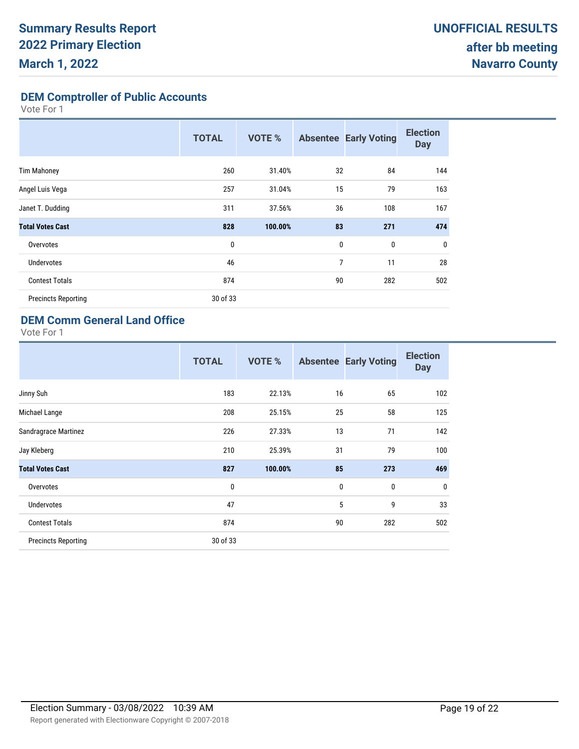# Summary Results Report 2022 Primary Election March 1, 2022

**UNOFFICIAL RESULTS after bb meeting Navarro County**

## DEM Comptroller of Public Accounts

Vote For 1

| | TOTAL | VOTE % | Absentee | Early Voting | Election Day |
|---|---|---|---|---|---|
| Tim Mahoney | 260 | 31.40% | 32 | 84 | 144 |
| Angel Luis Vega | 257 | 31.04% | 15 | 79 | 163 |
| Janet T. Dudding | 311 | 37.56% | 36 | 108 | 167 |
| **Total Votes Cast** | **828** | **100.00%** | **83** | **271** | **474** |
| Overvotes | 0 | | 0 | 0 | 0 |
| Undervotes | 46 | | 7 | 11 | 28 |
| Contest Totals | 874 | | 90 | 282 | 502 |
| Precincts Reporting | 30 of 33 | | | | |

## DEM Comm General Land Office

Vote For 1

| | TOTAL | VOTE % | Absentee | Early Voting | Election Day |
|---|---|---|---|---|---|
| Jinny Suh | 183 | 22.13% | 16 | 65 | 102 |
| Michael Lange | 208 | 25.15% | 25 | 58 | 125 |
| Sandragrace Martinez | 226 | 27.33% | 13 | 71 | 142 |
| Jay Kleberg | 210 | 25.39% | 31 | 79 | 100 |
| **Total Votes Cast** | **827** | **100.00%** | **85** | **273** | **469** |
| Overvotes | 0 | | 0 | 0 | 0 |
| Undervotes | 47 | | 5 | 9 | 33 |
| Contest Totals | 874 | | 90 | 282 | 502 |
| Precincts Reporting | 30 of 33 | | | | |

Election Summary - 03/08/2022 10:39 AM

Report generated with Electionware Copyright © 2007-2018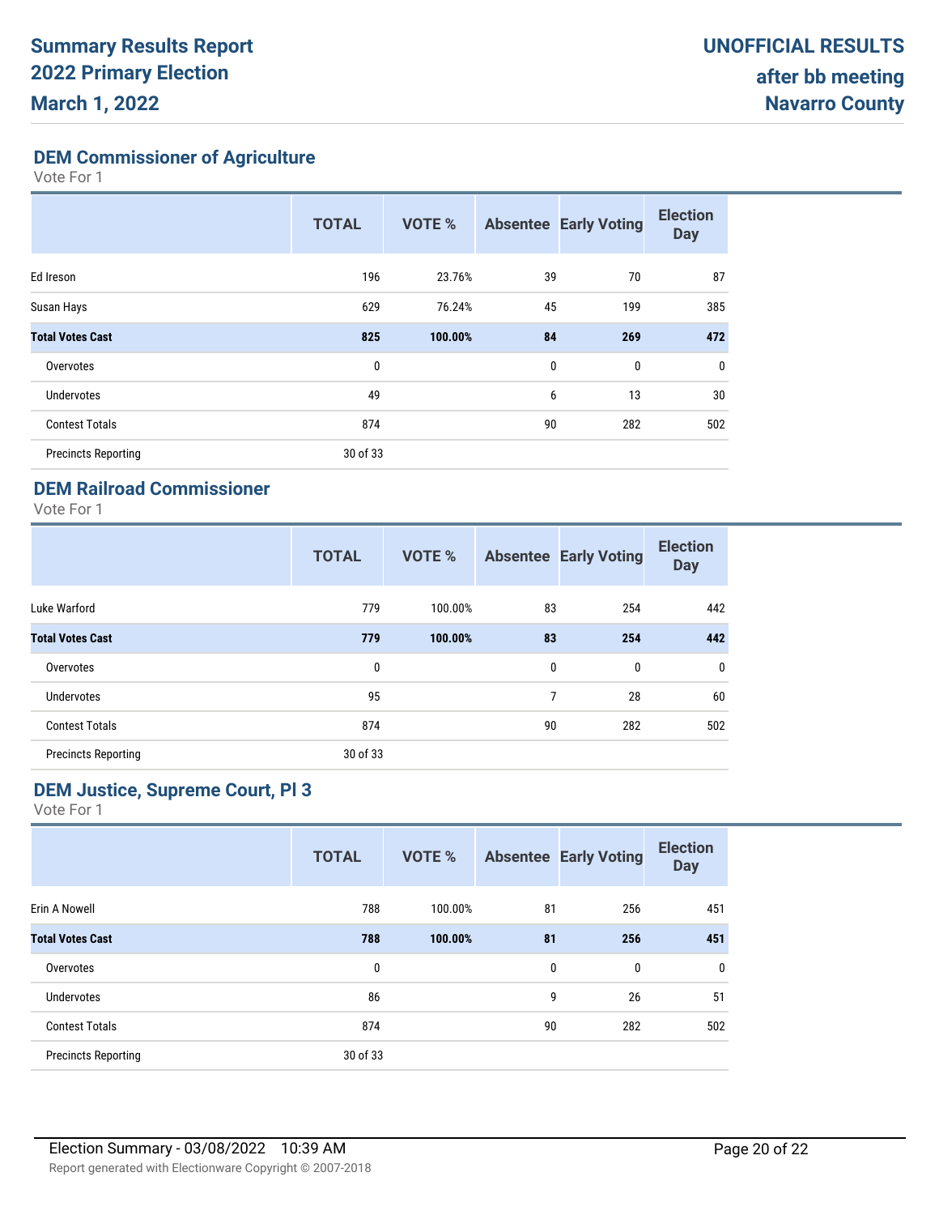# DEM Commissioner of Agriculture

Vote For 1

| | TOTAL | VOTE % | Absentee | Early Voting | Election Day |
|---|---|---|---|---|---|
| Ed Ireson | 196 | 23.76% | 39 | 70 | 87 |
| Susan Hays | 629 | 76.24% | 45 | 199 | 385 |
| **Total Votes Cast** | **825** | **100.00%** | **84** | **269** | **472** |
| Overvotes | 0 | | 0 | 0 | 0 |
| Undervotes | 49 | | 6 | 13 | 30 |
| Contest Totals | 874 | | 90 | 282 | 502 |
| Precincts Reporting | 30 of 33 | | | | |

# DEM Railroad Commissioner

Vote For 1

| | TOTAL | VOTE % | Absentee | Early Voting | Election Day |
|---|---|---|---|---|---|
| Luke Warford | 779 | 100.00% | 83 | 254 | 442 |
| **Total Votes Cast** | **779** | **100.00%** | **83** | **254** | **442** |
| Overvotes | 0 | | 0 | 0 | 0 |
| Undervotes | 95 | | 7 | 28 | 60 |
| Contest Totals | 874 | | 90 | 282 | 502 |
| Precincts Reporting | 30 of 33 | | | | |

# DEM Justice, Supreme Court, Pl 3

Vote For 1

| | TOTAL | VOTE % | Absentee | Early Voting | Election Day |
|---|---|---|---|---|---|
| Erin A Nowell | 788 | 100.00% | 81 | 256 | 451 |
| **Total Votes Cast** | **788** | **100.00%** | **81** | **256** | **451** |
| Overvotes | 0 | | 0 | 0 | 0 |
| Undervotes | 86 | | 9 | 26 | 51 |
| Contest Totals | 874 | | 90 | 282 | 502 |
| Precincts Reporting | 30 of 33 | | | | |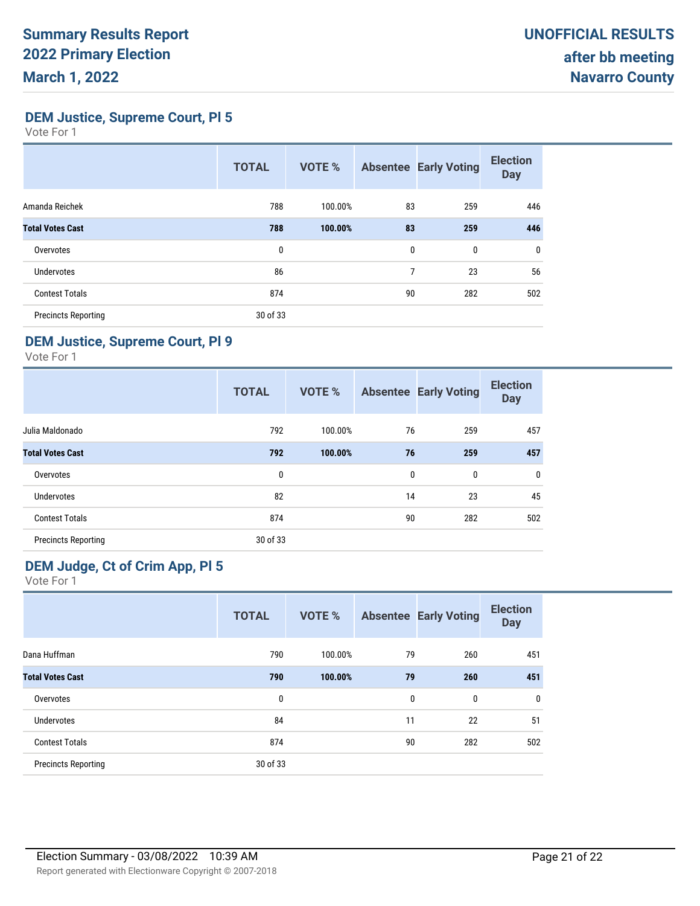# Summary Results Report
# 2022 Primary Election
# March 1, 2022

**UNOFFICIAL RESULTS**
**after bb meeting**
**Navarro County**

### DEM Justice, Supreme Court, Pl 5

Vote For 1

| | TOTAL | VOTE % | Absentee | Early Voting | Election Day |
|---|---|---|---|---|---|
| Amanda Reichek | 788 | 100.00% | 83 | 259 | 446 |
| **Total Votes Cast** | **788** | **100.00%** | **83** | **259** | **446** |
| Overvotes | 0 | | 0 | 0 | 0 |
| Undervotes | 86 | | 7 | 23 | 56 |
| Contest Totals | 874 | | 90 | 282 | 502 |
| Precincts Reporting | 30 of 33 | | | | |

### DEM Justice, Supreme Court, Pl 9

Vote For 1

| | TOTAL | VOTE % | Absentee | Early Voting | Election Day |
|---|---|---|---|---|---|
| Julia Maldonado | 792 | 100.00% | 76 | 259 | 457 |
| **Total Votes Cast** | **792** | **100.00%** | **76** | **259** | **457** |
| Overvotes | 0 | | 0 | 0 | 0 |
| Undervotes | 82 | | 14 | 23 | 45 |
| Contest Totals | 874 | | 90 | 282 | 502 |
| Precincts Reporting | 30 of 33 | | | | |

### DEM Judge, Ct of Crim App, Pl 5

Vote For 1

| | TOTAL | VOTE % | Absentee | Early Voting | Election Day |
|---|---|---|---|---|---|
| Dana Huffman | 790 | 100.00% | 79 | 260 | 451 |
| **Total Votes Cast** | **790** | **100.00%** | **79** | **260** | **451** |
| Overvotes | 0 | | 0 | 0 | 0 |
| Undervotes | 84 | | 11 | 22 | 51 |
| Contest Totals | 874 | | 90 | 282 | 502 |
| Precincts Reporting | 30 of 33 | | | | |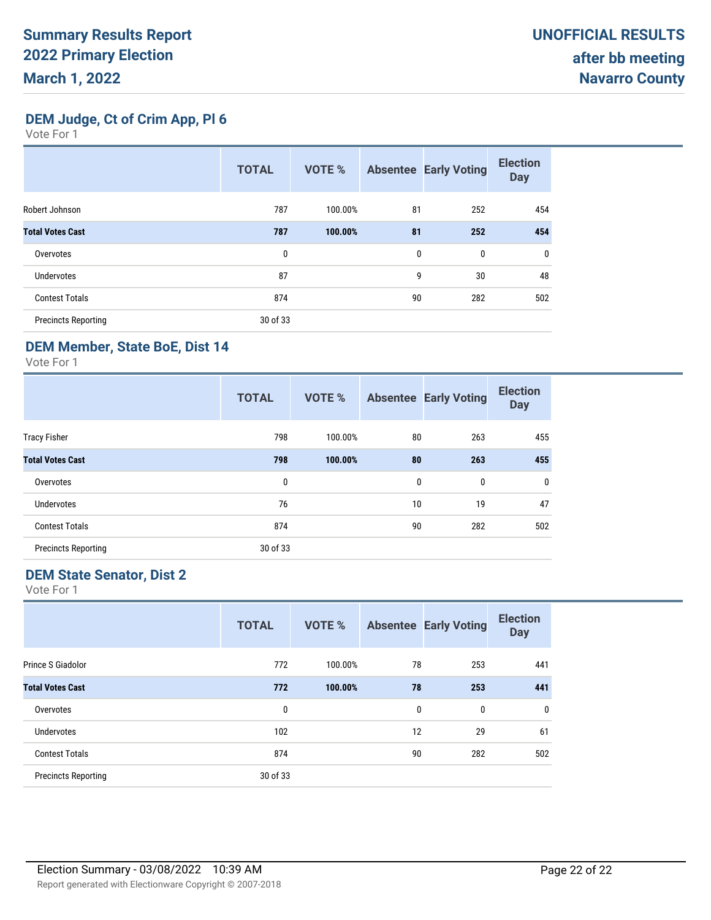## DEM Judge, Ct of Crim App, Pl 6

Vote For 1

| | TOTAL | VOTE % | Absentee | Early Voting | Election Day |
|---|---|---|---|---|---|
| Robert Johnson | 787 | 100.00% | 81 | 252 | 454 |
| **Total Votes Cast** | **787** | **100.00%** | **81** | **252** | **454** |
| Overvotes | 0 | | 0 | 0 | 0 |
| Undervotes | 87 | | 9 | 30 | 48 |
| Contest Totals | 874 | | 90 | 282 | 502 |
| Precincts Reporting | 30 of 33 | | | | |

## DEM Member, State BoE, Dist 14

Vote For 1

| | TOTAL | VOTE % | Absentee | Early Voting | Election Day |
|---|---|---|---|---|---|
| Tracy Fisher | 798 | 100.00% | 80 | 263 | 455 |
| **Total Votes Cast** | **798** | **100.00%** | **80** | **263** | **455** |
| Overvotes | 0 | | 0 | 0 | 0 |
| Undervotes | 76 | | 10 | 19 | 47 |
| Contest Totals | 874 | | 90 | 282 | 502 |
| Precincts Reporting | 30 of 33 | | | | |

## DEM State Senator, Dist 2

Vote For 1

| | TOTAL | VOTE % | Absentee | Early Voting | Election Day |
|---|---|---|---|---|---|
| Prince S Giadolor | 772 | 100.00% | 78 | 253 | 441 |
| **Total Votes Cast** | **772** | **100.00%** | **78** | **253** | **441** |
| Overvotes | 0 | | 0 | 0 | 0 |
| Undervotes | 102 | | 12 | 29 | 61 |
| Contest Totals | 874 | | 90 | 282 | 502 |
| Precincts Reporting | 30 of 33 | | | | |